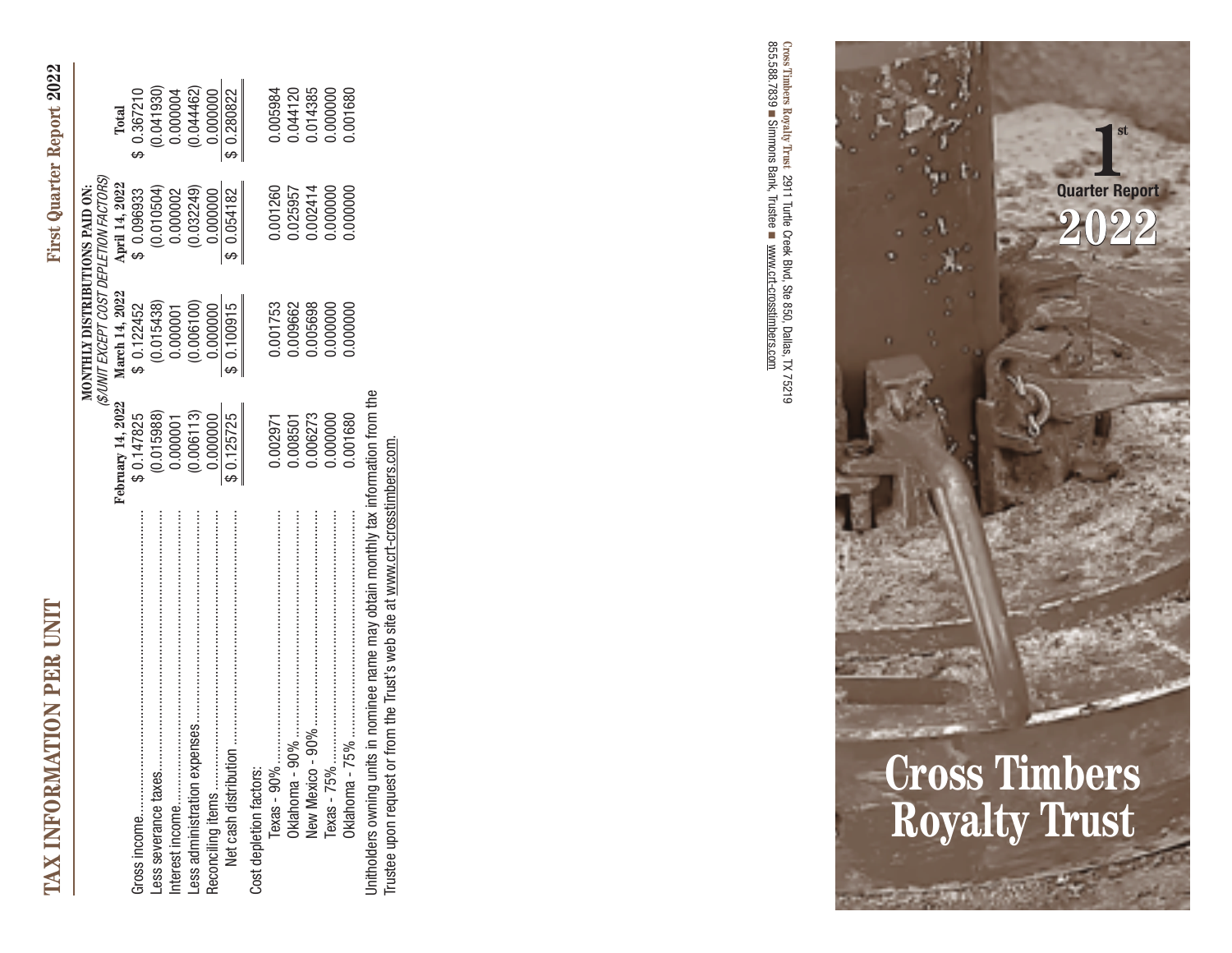# TAX INFORMATION PER UNIT

| | MONTHLY DISTRIBUTIONS PAID ON: ($/UNIT EXCEPT COST DEPLETION FACTORS) | | | |
|---|---|---|---|---|
| | February 14, 2022 | March 14, 2022 | April 14, 2022 | Total |
| Gross income | $ 0.147825 | $ 0.122452 | $ 0.096933 | $ 0.367210 |
| Less severance taxes | (0.015988) | (0.015438) | (0.010504) | (0.041930) |
| Interest income | 0.000001 | 0.000001 | 0.000002 | 0.000004 |
| Less administration expenses | (0.006113) | (0.006100) | (0.032249) | (0.044462) |
| Reconciling items | 0.000000 | 0.000000 | 0.000000 | 0.000000 |
| Net cash distribution | $ 0.125725 | $ 0.100915 | $ 0.054182 | $ 0.280822 |
| Cost depletion factors: | | | | |
| Texas - 90% | 0.002971 | 0.001753 | 0.001260 | 0.005984 |
| Oklahoma - 90% | 0.008501 | 0.009662 | 0.025957 | 0.044120 |
| New Mexico - 90% | 0.006273 | 0.005698 | 0.002414 | 0.014385 |
| Texas - 75% | 0.000000 | 0.000000 | 0.000000 | 0.000000 |
| Oklahoma - 75% | 0.001680 | 0.000000 | 0.000000 | 0.001680 |

Unitholders owning units in nominee name may obtain monthly tax information from the Trustee upon request or from the Trust's web site at www.crt-crosstimbers.com.

# Cross Timbers Royalty Trust

## 1st Quarter Report 2022

Cross Timbers Royalty Trust 2911 Turtle Creek Blvd, Ste 850, Dallas, TX 75219
855.588.7839 ■ Simmons Bank, Trustee ■ www.crt-crosstimbers.com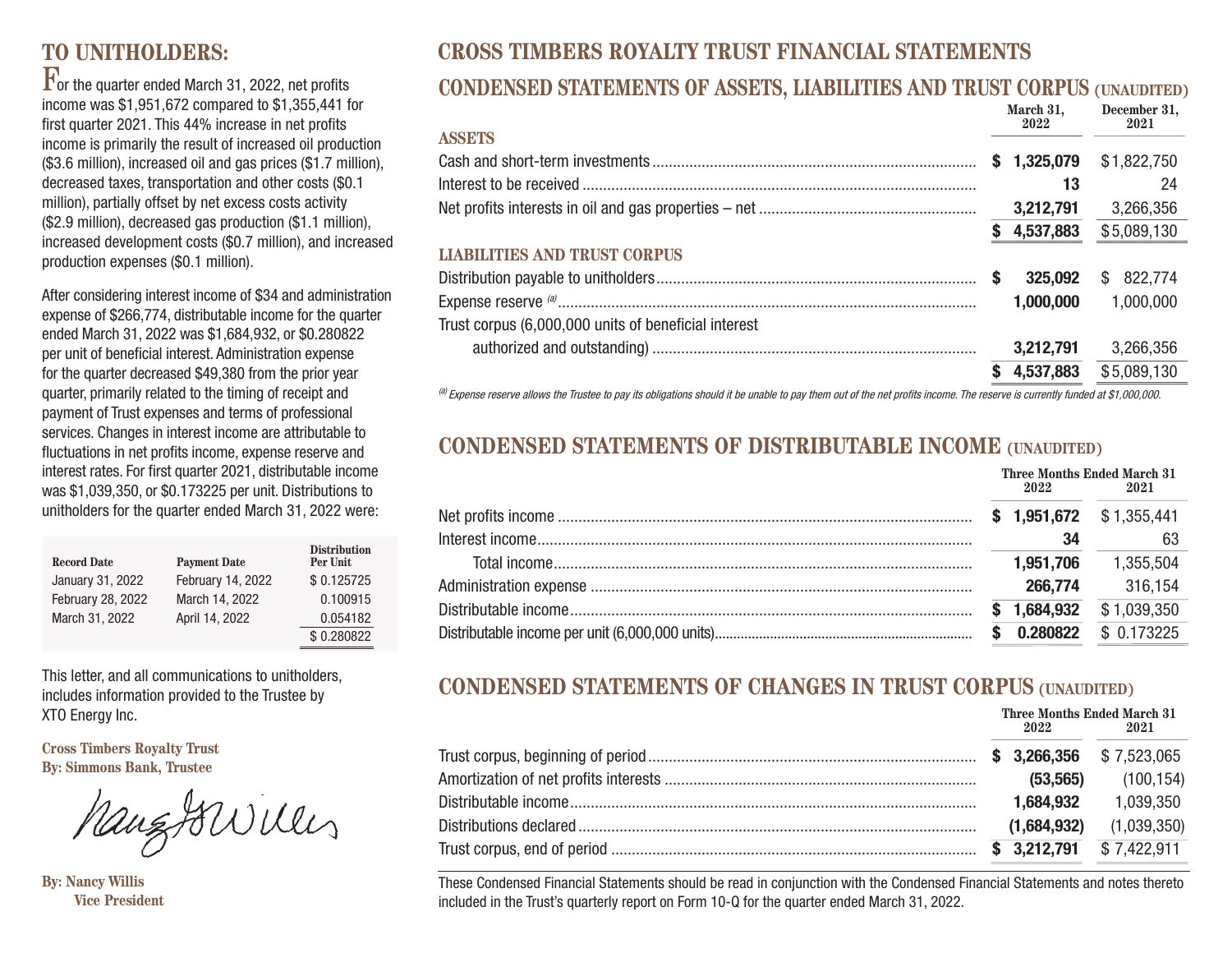## TO UNITHOLDERS:

For the quarter ended March 31, 2022, net profits income was $1,951,672 compared to $1,355,441 for first quarter 2021. This 44% increase in net profits income is primarily the result of increased oil production ($3.6 million), increased oil and gas prices ($1.7 million), decreased taxes, transportation and other costs ($0.1 million), partially offset by net excess costs activity ($2.9 million), decreased gas production ($1.1 million), increased development costs ($0.7 million), and increased production expenses ($0.1 million).

After considering interest income of $34 and administration expense of $266,774, distributable income for the quarter ended March 31, 2022 was $1,684,932, or $0.280822 per unit of beneficial interest. Administration expense for the quarter decreased $49,380 from the prior year quarter, primarily related to the timing of receipt and payment of Trust expenses and terms of professional services. Changes in interest income are attributable to fluctuations in net profits income, expense reserve and interest rates. For first quarter 2021, distributable income was $1,039,350, or $0.173225 per unit. Distributions to unitholders for the quarter ended March 31, 2022 were:

| Record Date | Payment Date | Distribution Per Unit |
|---|---|---|
| January 31, 2022 | February 14, 2022 | $ 0.125725 |
| February 28, 2022 | March 14, 2022 | 0.100915 |
| March 31, 2022 | April 14, 2022 | 0.054182 |
| | | $ 0.280822 |

This letter, and all communications to unitholders, includes information provided to the Trustee by XTO Energy Inc.

**Cross Timbers Royalty Trust**
**By: Simmons Bank, Trustee**

**By: Nancy Willis**
**Vice President**

## CROSS TIMBERS ROYALTY TRUST FINANCIAL STATEMENTS

### CONDENSED STATEMENTS OF ASSETS, LIABILITIES AND TRUST CORPUS (UNAUDITED)

| | March 31, 2022 | December 31, 2021 |
|---|---|---|
| **ASSETS** | | |
| Cash and short-term investments | **$ 1,325,079** | $1,822,750 |
| Interest to be received | **13** | 24 |
| Net profits interests in oil and gas properties – net | **3,212,791** | 3,266,356 |
| | **$ 4,537,883** | $5,089,130 |
| **LIABILITIES AND TRUST CORPUS** | | |
| Distribution payable to unitholders | **$ 325,092** | $ 822,774 |
| Expense reserve [(a)] | **1,000,000** | 1,000,000 |
| Trust corpus (6,000,000 units of beneficial interest authorized and outstanding) | **3,212,791** | 3,266,356 |
| | **$ 4,537,883** | $5,089,130 |

*[(a)] Expense reserve allows the Trustee to pay its obligations should it be unable to pay them out of the net profits income. The reserve is currently funded at $1,000,000.*

### CONDENSED STATEMENTS OF DISTRIBUTABLE INCOME (UNAUDITED)

| | Three Months Ended March 31 2022 | 2021 |
|---|---|---|
| Net profits income | **$ 1,951,672** | $1,355,441 |
| Interest income | **34** | 63 |
| Total income | **1,951,706** | 1,355,504 |
| Administration expense | **266,774** | 316,154 |
| Distributable income | **$ 1,684,932** | $1,039,350 |
| Distributable income per unit (6,000,000 units) | **$ 0.280822** | $ 0.173225 |

### CONDENSED STATEMENTS OF CHANGES IN TRUST CORPUS (UNAUDITED)

| | Three Months Ended March 31 2022 | 2021 |
|---|---|---|
| Trust corpus, beginning of period | **$ 3,266,356** | $ 7,523,065 |
| Amortization of net profits interests | **(53,565)** | (100,154) |
| Distributable income | **1,684,932** | 1,039,350 |
| Distributions declared | **(1,684,932)** | (1,039,350) |
| Trust corpus, end of period | **$ 3,212,791** | $ 7,422,911 |

These Condensed Financial Statements should be read in conjunction with the Condensed Financial Statements and notes thereto included in the Trust's quarterly report on Form 10-Q for the quarter ended March 31, 2022.